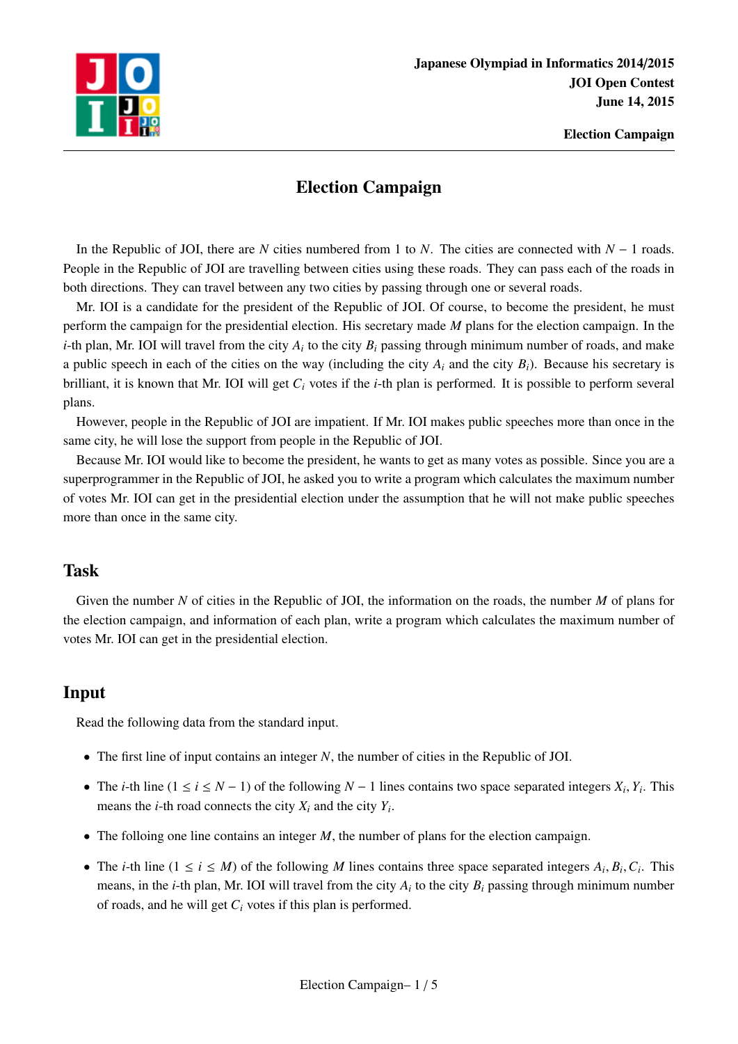# Election Campaign

In the Republic of JOI, there are $N$ cities numbered from 1 to $N$. The cities are connected with $N - 1$ roads. People in the Republic of JOI are travelling between cities using these roads. They can pass each of the roads in both directions. They can travel between any two cities by passing through one or several roads.

Mr. IOI is a candidate for the president of the Republic of JOI. Of course, to become the president, he must perform the campaign for the presidential election. His secretary made $M$ plans for the election campaign. In the $i$-th plan, Mr. IOI will travel from the city $A_i$ to the city $B_i$ passing through minimum number of roads, and make a public speech in each of the cities on the way (including the city $A_i$ and the city $B_i$). Because his secretary is brilliant, it is known that Mr. IOI will get $C_i$ votes if the $i$-th plan is performed. It is possible to perform several plans.

However, people in the Republic of JOI are impatient. If Mr. IOI makes public speeches more than once in the same city, he will lose the support from people in the Republic of JOI.

Because Mr. IOI would like to become the president, he wants to get as many votes as possible. Since you are a superprogrammer in the Republic of JOI, he asked you to write a program which calculates the maximum number of votes Mr. IOI can get in the presidential election under the assumption that he will not make public speeches more than once in the same city.

## Task

Given the number $N$ of cities in the Republic of JOI, the information on the roads, the number $M$ of plans for the election campaign, and information of each plan, write a program which calculates the maximum number of votes Mr. IOI can get in the presidential election.

## Input

Read the following data from the standard input.

- The first line of input contains an integer $N$, the number of cities in the Republic of JOI.
- The $i$-th line ($1 \leq i \leq N - 1$) of the following $N - 1$ lines contains two space separated integers $X_i$, $Y_i$. This means the $i$-th road connects the city $X_i$ and the city $Y_i$.
- The folloing one line contains an integer $M$, the number of plans for the election campaign.
- The $i$-th line ($1 \leq i \leq M$) of the following $M$ lines contains three space separated integers $A_i$, $B_i$, $C_i$. This means, in the $i$-th plan, Mr. IOI will travel from the city $A_i$ to the city $B_i$ passing through minimum number of roads, and he will get $C_i$ votes if this plan is performed.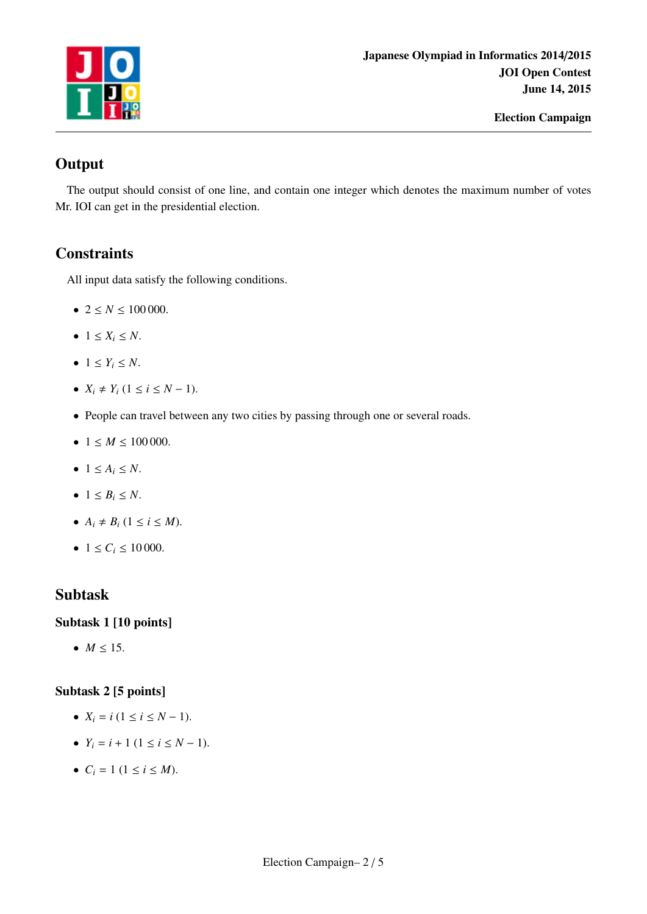## Output

The output should consist of one line, and contain one integer which denotes the maximum number of votes Mr. IOI can get in the presidential election.

## Constraints

All input data satisfy the following conditions.

- $2 \leq N \leq 100\,000$.
- $1 \leq X_i \leq N$.
- $1 \leq Y_i \leq N$.
- $X_i \neq Y_i$ $(1 \leq i \leq N - 1)$.
- People can travel between any two cities by passing through one or several roads.
- $1 \leq M \leq 100\,000$.
- $1 \leq A_i \leq N$.
- $1 \leq B_i \leq N$.
- $A_i \neq B_i$ $(1 \leq i \leq M)$.
- $1 \leq C_i \leq 10\,000$.

## Subtask

### Subtask 1 [10 points]

- $M \leq 15$.

### Subtask 2 [5 points]

- $X_i = i$ $(1 \leq i \leq N - 1)$.
- $Y_i = i + 1$ $(1 \leq i \leq N - 1)$.
- $C_i = 1$ $(1 \leq i \leq M)$.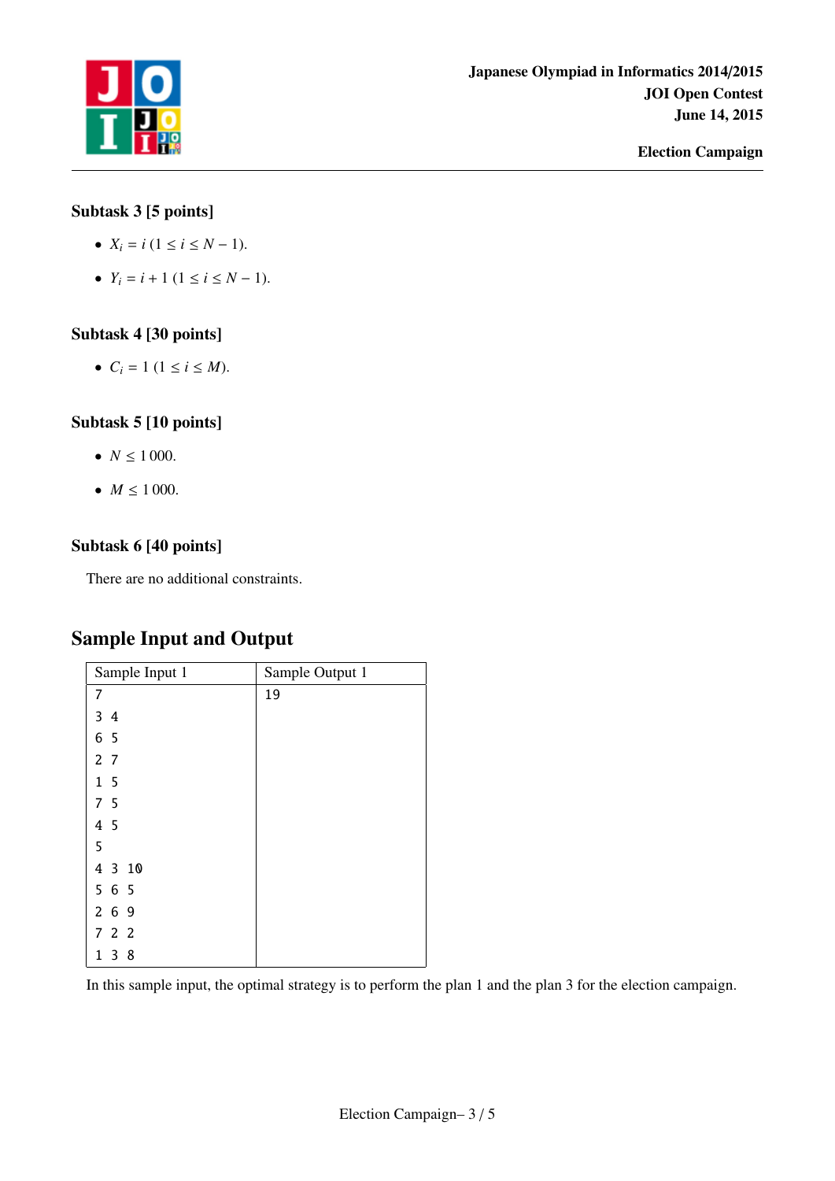### Subtask 3 [5 points]

- $X_i = i$ $(1 \le i \le N-1)$.
- $Y_i = i+1$ $(1 \le i \le N-1)$.

### Subtask 4 [30 points]

- $C_i = 1$ $(1 \le i \le M)$.

### Subtask 5 [10 points]

- $N \le 1\,000$.
- $M \le 1\,000$.

### Subtask 6 [40 points]

There are no additional constraints.

## Sample Input and Output

| Sample Input 1 | Sample Output 1 |
|---|---|
| 7<br>3 4<br>6 5<br>2 7<br>1 5<br>7 5<br>4 5<br>5<br>4 3 10<br>5 6 5<br>2 6 9<br>7 2 2<br>1 3 8 | 19 |

In this sample input, the optimal strategy is to perform the plan 1 and the plan 3 for the election campaign.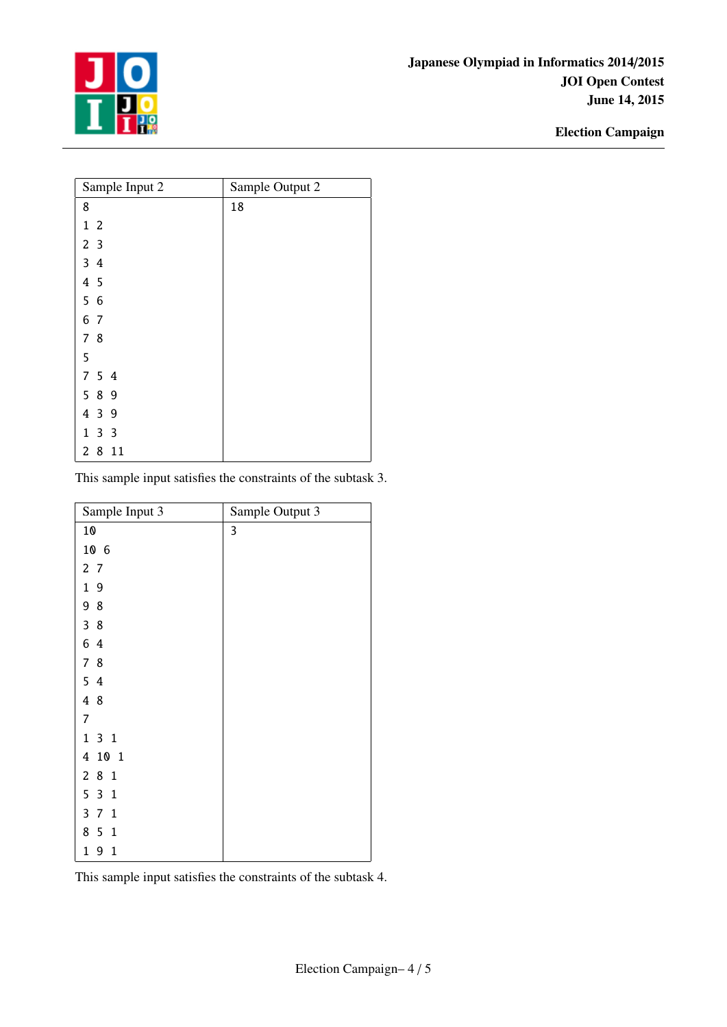| Sample Input 2 | Sample Output 2 |
| --- | --- |
| 8<br>1 2<br>2 3<br>3 4<br>4 5<br>5 6<br>6 7<br>7 8<br>5<br>7 5 4<br>5 8 9<br>4 3 9<br>1 3 3<br>2 8 11 | 18 |

This sample input satisfies the constraints of the subtask 3.

| Sample Input 3 | Sample Output 3 |
| --- | --- |
| 10<br>10 6<br>2 7<br>1 9<br>9 8<br>3 8<br>6 4<br>7 8<br>5 4<br>4 8<br>7<br>1 3 1<br>4 10 1<br>2 8 1<br>5 3 1<br>3 7 1<br>8 5 1<br>1 9 1 | 3 |

This sample input satisfies the constraints of the subtask 4.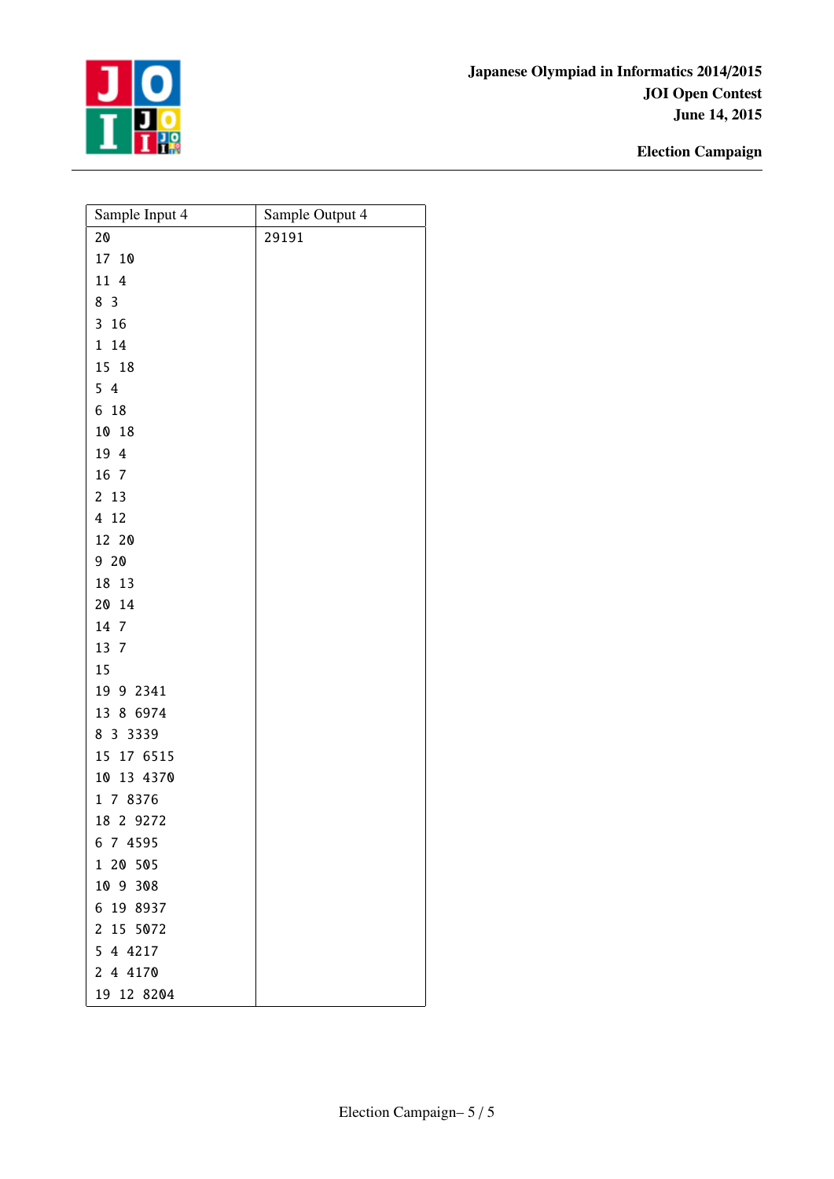| Sample Input 4 | Sample Output 4 |
| --- | --- |
| 20<br>17 10<br>11 4<br>8 3<br>3 16<br>1 14<br>15 18<br>5 4<br>6 18<br>10 18<br>19 4<br>16 7<br>2 13<br>4 12<br>12 20<br>9 20<br>18 13<br>20 14<br>14 7<br>13 7<br>15<br>19 9 2341<br>13 8 6974<br>8 3 3339<br>15 17 6515<br>10 13 4370<br>1 7 8376<br>18 2 9272<br>6 7 4595<br>1 20 505<br>10 9 308<br>6 19 8937<br>2 15 5072<br>5 4 4217<br>2 4 4170<br>19 12 8204 | 29191 |